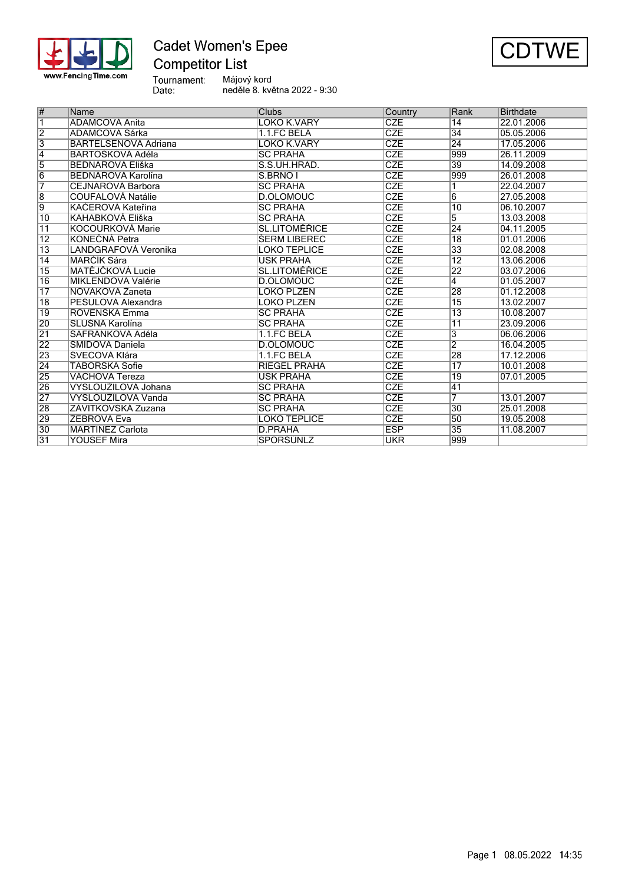# Cadet Women's Epee

## Competitor List

CDTWE

Tournament: Májový kord
Date: neděle 8. května 2022 - 9:30

| # | Name | Clubs | Country | Rank | Birthdate |
|---|---|---|---|---|---|
| 1 | ADAMCOVA Anita | LOKO K.VARY | CZE | 14 | 22.01.2006 |
| 2 | ADAMCOVA Sárka | 1.1.FC BELA | CZE | 34 | 05.05.2006 |
| 3 | BARTELSENOVA Adriana | LOKO K.VARY | CZE | 24 | 17.05.2006 |
| 4 | BARTOSKOVA Adéla | SC PRAHA | CZE | 999 | 26.11.2009 |
| 5 | BEDNAROVA Eliška | S.S.UH.HRAD. | CZE | 39 | 14.09.2008 |
| 6 | BEDNAROVA Karolína | S.BRNO I | CZE | 999 | 26.01.2008 |
| 7 | CEJNAROVA Barbora | SC PRAHA | CZE | 1 | 22.04.2007 |
| 8 | COUFALOVÁ Natálie | D.OLOMOUC | CZE | 6 | 27.05.2008 |
| 9 | KAČEROVÁ Kateřina | SC PRAHA | CZE | 10 | 06.10.2007 |
| 10 | KAHABKOVÁ Eliška | SC PRAHA | CZE | 5 | 13.03.2008 |
| 11 | KOCOURKOVÁ Marie | SL.LITOMĚŘICE | CZE | 24 | 04.11.2005 |
| 12 | KONEČNÁ Petra | ŠERM LIBEREC | CZE | 18 | 01.01.2006 |
| 13 | LANDGRAFOVÁ Veronika | LOKO TEPLICE | CZE | 33 | 02.08.2008 |
| 14 | MARČÍK Sára | USK PRAHA | CZE | 12 | 13.06.2006 |
| 15 | MATĚJČKOVÁ Lucie | SL.LITOMĚŘICE | CZE | 22 | 03.07.2006 |
| 16 | MIKLENDOVA Valérie | D.OLOMOUC | CZE | 4 | 01.05.2007 |
| 17 | NOVAKOVA Zaneta | LOKO PLZEN | CZE | 28 | 01.12.2008 |
| 18 | PESULOVA Alexandra | LOKO PLZEN | CZE | 15 | 13.02.2007 |
| 19 | ROVENSKA Emma | SC PRAHA | CZE | 13 | 10.08.2007 |
| 20 | SLUSNA Karolína | SC PRAHA | CZE | 11 | 23.09.2006 |
| 21 | SAFRANKOVA Adéla | 1.1.FC BELA | CZE | 3 | 06.06.2006 |
| 22 | SMIDOVA Daniela | D.OLOMOUC | CZE | 2 | 16.04.2005 |
| 23 | SVECOVA Klára | 1.1.FC BELA | CZE | 28 | 17.12.2006 |
| 24 | TABORSKA Sofie | RIEGEL PRAHA | CZE | 17 | 10.01.2008 |
| 25 | VACHOVA Tereza | USK PRAHA | CZE | 19 | 07.01.2005 |
| 26 | VYSLOUZILOVA Johana | SC PRAHA | CZE | 41 | |
| 27 | VYSLOUZILOVA Vanda | SC PRAHA | CZE | 7 | 13.01.2007 |
| 28 | ZAVITKOVSKA Zuzana | SC PRAHA | CZE | 30 | 25.01.2008 |
| 29 | ZEBROVA Eva | LOKO TEPLICE | CZE | 50 | 19.05.2008 |
| 30 | MARTINEZ Carlota | D.PRAHA | ESP | 35 | 11.08.2007 |
| 31 | YOUSEF Mira | SPORSUNLZ | UKR | 999 | |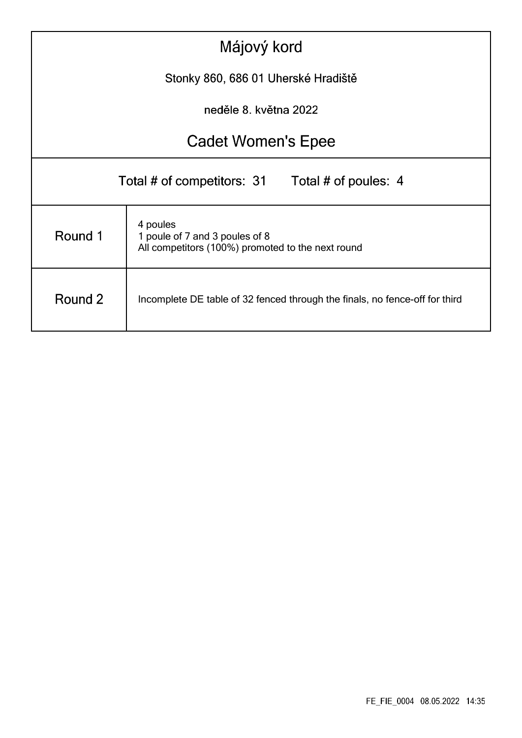# Májový kord

Stonky 860, 686 01 Uherské Hradiště

neděle 8. května 2022

## Cadet Women's Epee

Total # of competitors: 31 Total # of poules: 4

| | |
|---|---|
| Round 1 | 4 poules<br>1 poule of 7 and 3 poules of 8<br>All competitors (100%) promoted to the next round |
| Round 2 | Incomplete DE table of 32 fenced through the finals, no fence-off for third |

FE_FIE_0004 08.05.2022 14:35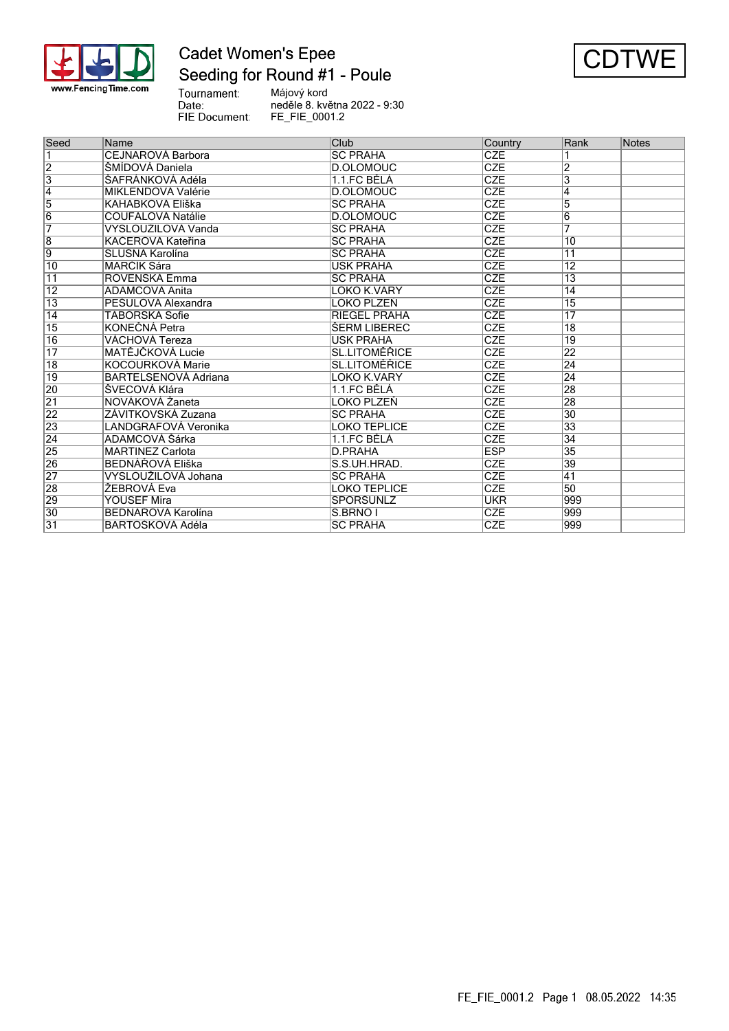# Cadet Women's Epee

## Seeding for Round #1 - Poule

**CDTWE**

Tournament: Májový kord
Date: neděle 8. května 2022 - 9:30
FIE Document: FE_FIE_0001.2

| Seed | Name | Club | Country | Rank | Notes |
|---|---|---|---|---|---|
| 1 | CEJNAROVÁ Barbora | SC PRAHA | CZE | 1 | |
| 2 | ŠMÍDOVÁ Daniela | D.OLOMOUC | CZE | 2 | |
| 3 | ŠAFRÁNKOVÁ Adéla | 1.1.FC BĚLÁ | CZE | 3 | |
| 4 | MIKLENDOVÁ Valérie | D.OLOMOUC | CZE | 4 | |
| 5 | KAHABKOVÁ Eliška | SC PRAHA | CZE | 5 | |
| 6 | COUFALOVÁ Natálie | D.OLOMOUC | CZE | 6 | |
| 7 | VYSLOUŽILOVÁ Vanda | SC PRAHA | CZE | 7 | |
| 8 | KAČEROVÁ Kateřina | SC PRAHA | CZE | 10 | |
| 9 | SLUŠNÁ Karolína | SC PRAHA | CZE | 11 | |
| 10 | MARČÍK Sára | USK PRAHA | CZE | 12 | |
| 11 | ROVENSKÁ Emma | SC PRAHA | CZE | 13 | |
| 12 | ADAMCOVÁ Anita | LOKO K.VARY | CZE | 14 | |
| 13 | PEŠULOVÁ Alexandra | LOKO PLZEŇ | CZE | 15 | |
| 14 | TÁBORSKÁ Sofie | RIEGEL PRAHA | CZE | 17 | |
| 15 | KONEČNÁ Petra | ŠERM LIBEREC | CZE | 18 | |
| 16 | VÁCHOVÁ Tereza | USK PRAHA | CZE | 19 | |
| 17 | MATĚJČKOVÁ Lucie | SL.LITOMĚŘICE | CZE | 22 | |
| 18 | KOCOURKOVÁ Marie | SL.LITOMĚŘICE | CZE | 24 | |
| 19 | BARTELSENOVÁ Adriana | LOKO K.VARY | CZE | 24 | |
| 20 | ŠVECOVÁ Klára | 1.1.FC BĚLÁ | CZE | 28 | |
| 21 | NOVÁKOVÁ Žaneta | LOKO PLZEŇ | CZE | 28 | |
| 22 | ZÁVITKOVSKÁ Zuzana | SC PRAHA | CZE | 30 | |
| 23 | LANDGRAFOVÁ Veronika | LOKO TEPLICE | CZE | 33 | |
| 24 | ADAMCOVÁ Šárka | 1.1.FC BĚLÁ | CZE | 34 | |
| 25 | MARTINEZ Carlota | D.PRAHA | ESP | 35 | |
| 26 | BEDNÁŘOVÁ Eliška | S.S.UH.HRAD. | CZE | 39 | |
| 27 | VYSLOUŽILOVÁ Johana | SC PRAHA | CZE | 41 | |
| 28 | ŽEBROVÁ Eva | LOKO TEPLICE | CZE | 50 | |
| 29 | YOUSEF Mira | SPORSUNLZ | UKR | 999 | |
| 30 | BEDNÁROVÁ Karolína | S.BRNO I | CZE | 999 | |
| 31 | BARTOŠKOVÁ Adéla | SC PRAHA | CZE | 999 | |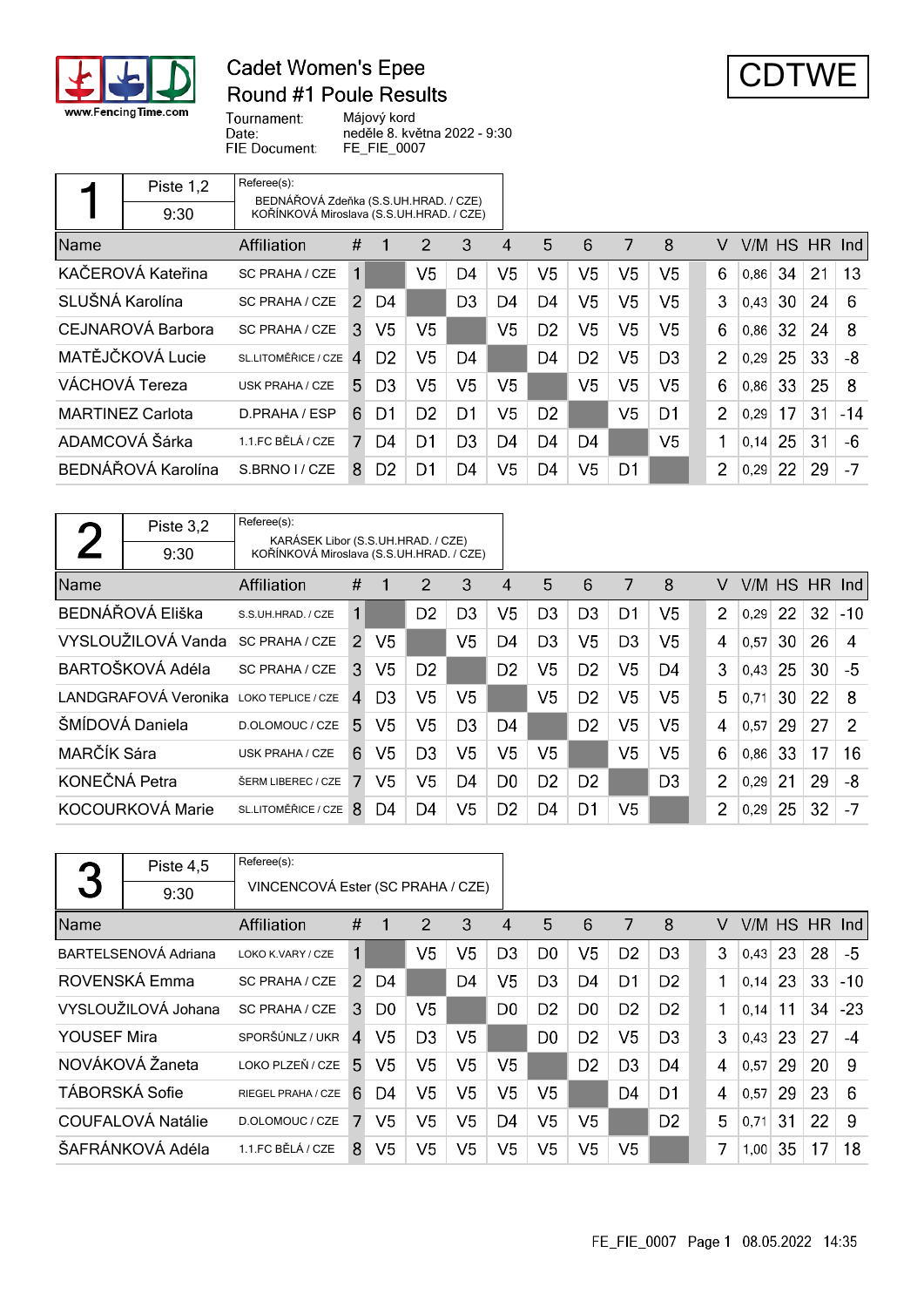# Cadet Women's Epee

## Round #1 Poule Results

**CDTWE**

Tournament: Májový kord
Date: neděle 8. května 2022 - 9:30
FIE Document: FE_FIE_0007

### Poule 1 — Piste 1,2 — 9:30

Referee(s):
BEDNÁŘOVÁ Zdeňka (S.S.UH.HRAD. / CZE)
KOŘÍNKOVÁ Miroslava (S.S.UH.HRAD. / CZE)

| Name | Affiliation | # | 1 | 2 | 3 | 4 | 5 | 6 | 7 | 8 | V | V/M | HS | HR | Ind |
|---|---|---|---|---|---|---|---|---|---|---|---|---|---|---|---|
| KAČEROVÁ Kateřina | SC PRAHA / CZE | 1 | | V5 | D4 | V5 | V5 | V5 | V5 | V5 | 6 | 0,86 | 34 | 21 | 13 |
| SLUŠNÁ Karolína | SC PRAHA / CZE | 2 | D4 | | D3 | D4 | D4 | V5 | V5 | V5 | 3 | 0,43 | 30 | 24 | 6 |
| CEJNAROVÁ Barbora | SC PRAHA / CZE | 3 | V5 | V5 | | V5 | D2 | V5 | V5 | V5 | 6 | 0,86 | 32 | 24 | 8 |
| MATĚJČKOVÁ Lucie | SL.LITOMĚŘICE / CZE | 4 | D2 | V5 | D4 | | D4 | D2 | V5 | D3 | 2 | 0,29 | 25 | 33 | -8 |
| VÁCHOVÁ Tereza | USK PRAHA / CZE | 5 | D3 | V5 | V5 | V5 | | V5 | V5 | V5 | 6 | 0,86 | 33 | 25 | 8 |
| MARTINEZ Carlota | D.PRAHA / ESP | 6 | D1 | D2 | D1 | V5 | D2 | | V5 | D1 | 2 | 0,29 | 17 | 31 | -14 |
| ADAMCOVÁ Šárka | 1.1.FC BĚLÁ / CZE | 7 | D4 | D1 | D3 | D4 | D4 | D4 | | V5 | 1 | 0,14 | 25 | 31 | -6 |
| BEDNÁŘOVÁ Karolína | S.BRNO I / CZE | 8 | D2 | D1 | D4 | V5 | D4 | V5 | D1 | | 2 | 0,29 | 22 | 29 | -7 |

### Poule 2 — Piste 3,2 — 9:30

Referee(s):
KARÁSEK Libor (S.S.UH.HRAD. / CZE)
KOŘÍNKOVÁ Miroslava (S.S.UH.HRAD. / CZE)

| Name | Affiliation | # | 1 | 2 | 3 | 4 | 5 | 6 | 7 | 8 | V | V/M | HS | HR | Ind |
|---|---|---|---|---|---|---|---|---|---|---|---|---|---|---|---|
| BEDNÁŘOVÁ Eliška | S.S.UH.HRAD. / CZE | 1 | | D2 | D3 | V5 | D3 | D3 | D1 | V5 | 2 | 0,29 | 22 | 32 | -10 |
| VYSLOUŽILOVÁ Vanda | SC PRAHA / CZE | 2 | V5 | | V5 | D4 | D3 | V5 | D3 | V5 | 4 | 0,57 | 30 | 26 | 4 |
| BARTOŠKOVÁ Adéla | SC PRAHA / CZE | 3 | V5 | D2 | | D2 | V5 | D2 | V5 | D4 | 3 | 0,43 | 25 | 30 | -5 |
| LANDGRAFOVÁ Veronika | LOKO TEPLICE / CZE | 4 | D3 | V5 | V5 | | V5 | D2 | V5 | V5 | 5 | 0,71 | 30 | 22 | 8 |
| ŠMÍDOVÁ Daniela | D.OLOMOUC / CZE | 5 | V5 | V5 | D3 | D4 | | D2 | V5 | V5 | 4 | 0,57 | 29 | 27 | 2 |
| MARČÍK Sára | USK PRAHA / CZE | 6 | V5 | D3 | V5 | V5 | V5 | | V5 | V5 | 6 | 0,86 | 33 | 17 | 16 |
| KONEČNÁ Petra | ŠERM LIBEREC / CZE | 7 | V5 | V5 | D4 | D0 | D2 | D2 | | D3 | 2 | 0,29 | 21 | 29 | -8 |
| KOCOURKOVÁ Marie | SL.LITOMĚŘICE / CZE | 8 | D4 | D4 | V5 | D2 | D4 | D1 | V5 | | 2 | 0,29 | 25 | 32 | -7 |

### Poule 3 — Piste 4,5 — 9:30

Referee(s):
VINCENCOVÁ Ester (SC PRAHA / CZE)

| Name | Affiliation | # | 1 | 2 | 3 | 4 | 5 | 6 | 7 | 8 | V | V/M | HS | HR | Ind |
|---|---|---|---|---|---|---|---|---|---|---|---|---|---|---|---|
| BARTELSENOVÁ Adriana | LOKO K.VARY / CZE | 1 | | V5 | V5 | D3 | D0 | V5 | D2 | D3 | 3 | 0,43 | 23 | 28 | -5 |
| ROVENSKÁ Emma | SC PRAHA / CZE | 2 | D4 | | D4 | V5 | D3 | D4 | D1 | D2 | 1 | 0,14 | 23 | 33 | -10 |
| VYSLOUŽILOVÁ Johana | SC PRAHA / CZE | 3 | D0 | V5 | | D0 | D2 | D0 | D2 | D2 | 1 | 0,14 | 11 | 34 | -23 |
| YOUSEF Mira | SPORŠÚNLZ / UKR | 4 | V5 | D3 | V5 | | D0 | D2 | V5 | D3 | 3 | 0,43 | 23 | 27 | -4 |
| NOVÁKOVÁ Žaneta | LOKO PLZEŇ / CZE | 5 | V5 | V5 | V5 | V5 | | D2 | D3 | D4 | 4 | 0,57 | 29 | 20 | 9 |
| TÁBORSKÁ Sofie | RIEGEL PRAHA / CZE | 6 | D4 | V5 | V5 | V5 | V5 | | D4 | D1 | 4 | 0,57 | 29 | 23 | 6 |
| COUFALOVÁ Natálie | D.OLOMOUC / CZE | 7 | V5 | V5 | V5 | D4 | V5 | V5 | | D2 | 5 | 0,71 | 31 | 22 | 9 |
| ŠAFRÁNKOVÁ Adéla | 1.1.FC BĚLÁ / CZE | 8 | V5 | V5 | V5 | V5 | V5 | V5 | V5 | | 7 | 1,00 | 35 | 17 | 18 |

FE_FIE_0007 Page 1 08.05.2022 14:35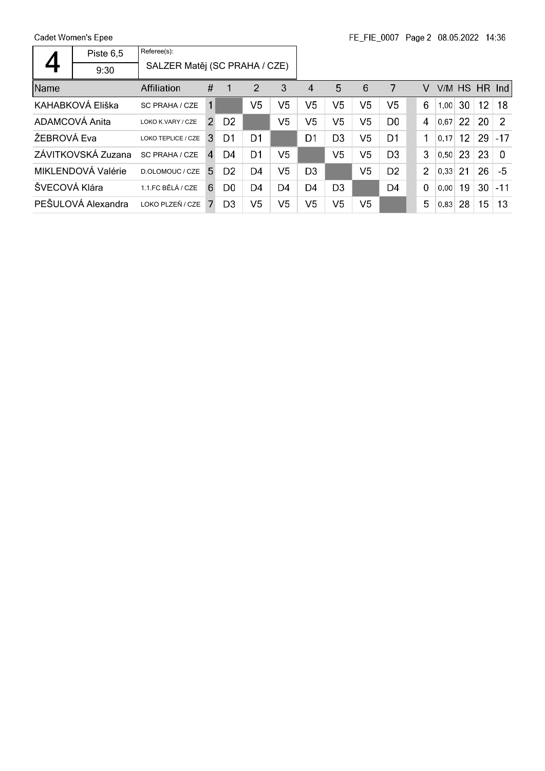Cadet Women's Epee

FE_FIE_0007 08.05.2022 14:36

| 4 | Piste 6,5 | Referee(s): |
|---|---|---|
| | 9:30 | SALZER Matěj (SC PRAHA / CZE) |

| Name | Affiliation | # | 1 | 2 | 3 | 4 | 5 | 6 | 7 | V | V/M | HS | HR | Ind |
|---|---|---|---|---|---|---|---|---|---|---|---|---|---|---|
| KAHABKOVÁ Eliška | SC PRAHA / CZE | 1 | | V5 | V5 | V5 | V5 | V5 | V5 | 6 | 1,00 | 30 | 12 | 18 |
| ADAMCOVÁ Anita | LOKO K.VARY / CZE | 2 | D2 | | V5 | V5 | V5 | V5 | D0 | 4 | 0,67 | 22 | 20 | 2 |
| ŽEBROVÁ Eva | LOKO TEPLICE / CZE | 3 | D1 | D1 | | D1 | D3 | V5 | D1 | 1 | 0,17 | 12 | 29 | -17 |
| ZÁVITKOVSKÁ Zuzana | SC PRAHA / CZE | 4 | D4 | D1 | V5 | | V5 | V5 | D3 | 3 | 0,50 | 23 | 23 | 0 |
| MIKLENDOVÁ Valérie | D.OLOMOUC / CZE | 5 | D2 | D4 | V5 | D3 | | V5 | D2 | 2 | 0,33 | 21 | 26 | -5 |
| ŠVECOVÁ Klára | 1.1.FC BĚLÁ / CZE | 6 | D0 | D4 | D4 | D4 | D3 | | D4 | 0 | 0,00 | 19 | 30 | -11 |
| PEŠULOVÁ Alexandra | LOKO PLZEŇ / CZE | 7 | D3 | V5 | V5 | V5 | V5 | V5 | | 5 | 0,83 | 28 | 15 | 13 |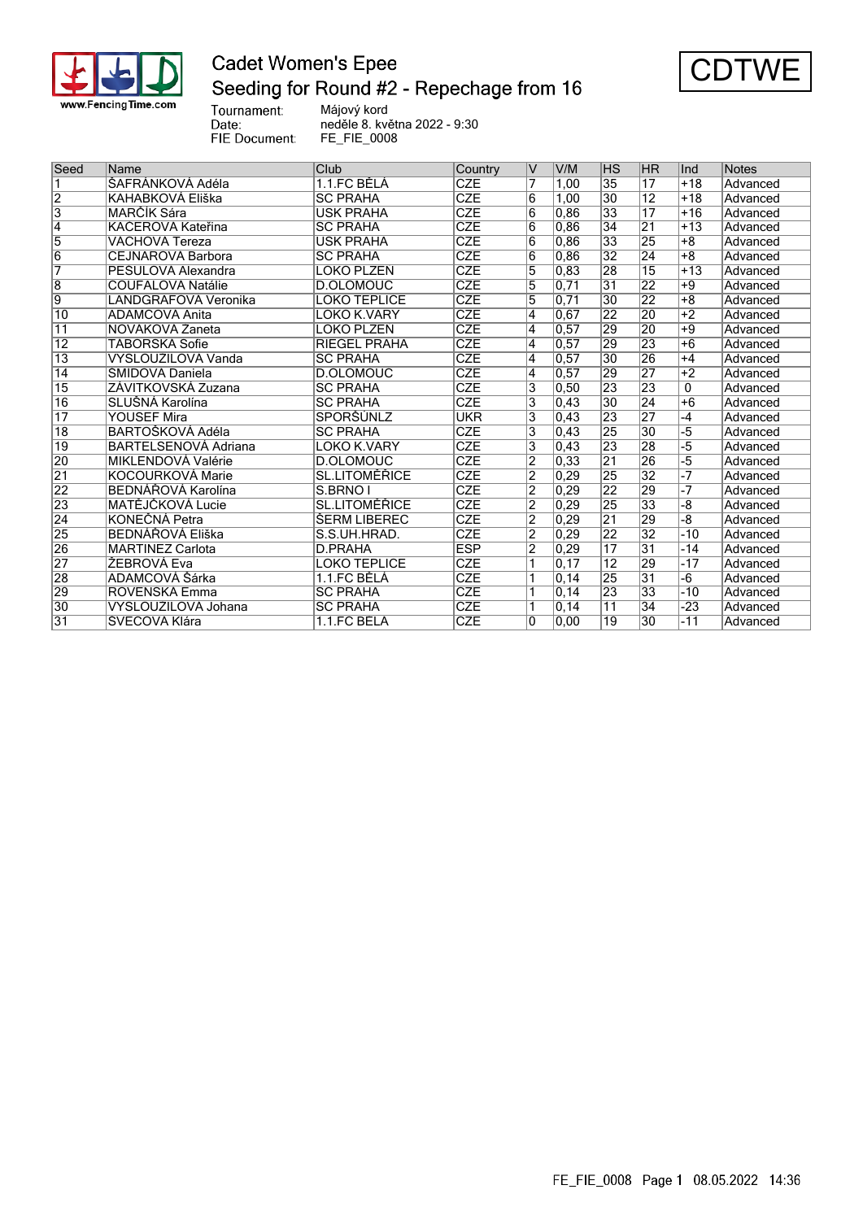# Cadet Women's Epee

## Seeding for Round #2 - Repechage from 16

**CDTWE**

Tournament: Májový kord
Date: neděle 8. května 2022 - 9:30
FIE Document: FE_FIE_0008

| Seed | Name | Club | Country | V | V/M | HS | HR | Ind | Notes |
|---|---|---|---|---|---|---|---|---|---|
| 1 | ŠAFRÁNKOVÁ Adéla | 1.1.FC BĚLÁ | CZE | 7 | 1,00 | 35 | 17 | +18 | Advanced |
| 2 | KAHABKOVÁ Eliška | SC PRAHA | CZE | 6 | 1,00 | 30 | 12 | +18 | Advanced |
| 3 | MARČÍK Sára | USK PRAHA | CZE | 6 | 0,86 | 33 | 17 | +16 | Advanced |
| 4 | KACEROVÁ Kateřina | SC PRAHA | CZE | 6 | 0,86 | 34 | 21 | +13 | Advanced |
| 5 | VÁCHOVÁ Tereza | USK PRAHA | CZE | 6 | 0,86 | 33 | 25 | +8 | Advanced |
| 6 | CEJNAROVÁ Barbora | SC PRAHA | CZE | 6 | 0,86 | 32 | 24 | +8 | Advanced |
| 7 | PESULOVÁ Alexandra | LOKO PLZEŇ | CZE | 5 | 0,83 | 28 | 15 | +13 | Advanced |
| 8 | COUFALOVÁ Natálie | D.OLOMOUC | CZE | 5 | 0,71 | 31 | 22 | +9 | Advanced |
| 9 | LANDGRÁFOVÁ Veronika | LOKO TEPLICE | CZE | 5 | 0,71 | 30 | 22 | +8 | Advanced |
| 10 | ADAMCOVÁ Anita | LOKO K.VARY | CZE | 4 | 0,67 | 22 | 20 | +2 | Advanced |
| 11 | NOVÁKOVÁ Zaneta | LOKO PLZEŇ | CZE | 4 | 0,57 | 29 | 20 | +9 | Advanced |
| 12 | TÁBORSKÁ Sofie | RIEGEL PRAHA | CZE | 4 | 0,57 | 29 | 23 | +6 | Advanced |
| 13 | VYSLOUŽILOVÁ Vanda | SC PRAHA | CZE | 4 | 0,57 | 30 | 26 | +4 | Advanced |
| 14 | SMÍDOVÁ Daniela | D.OLOMOUC | CZE | 4 | 0,57 | 29 | 27 | +2 | Advanced |
| 15 | ZÁVITKOVSKÁ Zuzana | SC PRAHA | CZE | 3 | 0,50 | 23 | 23 | 0 | Advanced |
| 16 | SLUŠNÁ Karolína | SC PRAHA | CZE | 3 | 0,43 | 30 | 24 | +6 | Advanced |
| 17 | YOUSEF Mira | SPORŠUNLZ | UKR | 3 | 0,43 | 23 | 27 | -4 | Advanced |
| 18 | BARTOŠKOVÁ Adéla | SC PRAHA | CZE | 3 | 0,43 | 25 | 30 | -5 | Advanced |
| 19 | BARTELSENOVÁ Adriana | LOKO K.VARY | CZE | 3 | 0,43 | 23 | 28 | -5 | Advanced |
| 20 | MIKLENDOVÁ Valérie | D.OLOMOUC | CZE | 2 | 0,33 | 21 | 26 | -5 | Advanced |
| 21 | KOCOURKOVÁ Marie | SL.LITOMĚŘICE | CZE | 2 | 0,29 | 25 | 32 | -7 | Advanced |
| 22 | BEDNÁŘOVÁ Karolína | S.BRNO I | CZE | 2 | 0,29 | 22 | 29 | -7 | Advanced |
| 23 | MATĚJČKOVÁ Lucie | SL.LITOMĚŘICE | CZE | 2 | 0,29 | 25 | 33 | -8 | Advanced |
| 24 | KONEČNÁ Petra | ŠERM LIBEREC | CZE | 2 | 0,29 | 21 | 29 | -8 | Advanced |
| 25 | BEDNÁŘOVÁ Eliška | S.S.UH.HRAD. | CZE | 2 | 0,29 | 22 | 32 | -10 | Advanced |
| 26 | MARTINEZ Carlota | D.PRAHA | ESP | 2 | 0,29 | 17 | 31 | -14 | Advanced |
| 27 | ŽEBROVÁ Eva | LOKO TEPLICE | CZE | 1 | 0,17 | 12 | 29 | -17 | Advanced |
| 28 | ADAMCOVÁ Šárka | 1.1.FC BĚLÁ | CZE | 1 | 0,14 | 25 | 31 | -6 | Advanced |
| 29 | ROVENSKÁ Emma | SC PRAHA | CZE | 1 | 0,14 | 23 | 33 | -10 | Advanced |
| 30 | VYSLOUŽILOVÁ Johana | SC PRAHA | CZE | 1 | 0,14 | 11 | 34 | -23 | Advanced |
| 31 | SVĚCOVÁ Klára | 1.1.FC BĚLÁ | CZE | 0 | 0,00 | 19 | 30 | -11 | Advanced |

FE_FIE_0008 Page 1 08.05.2022 14:36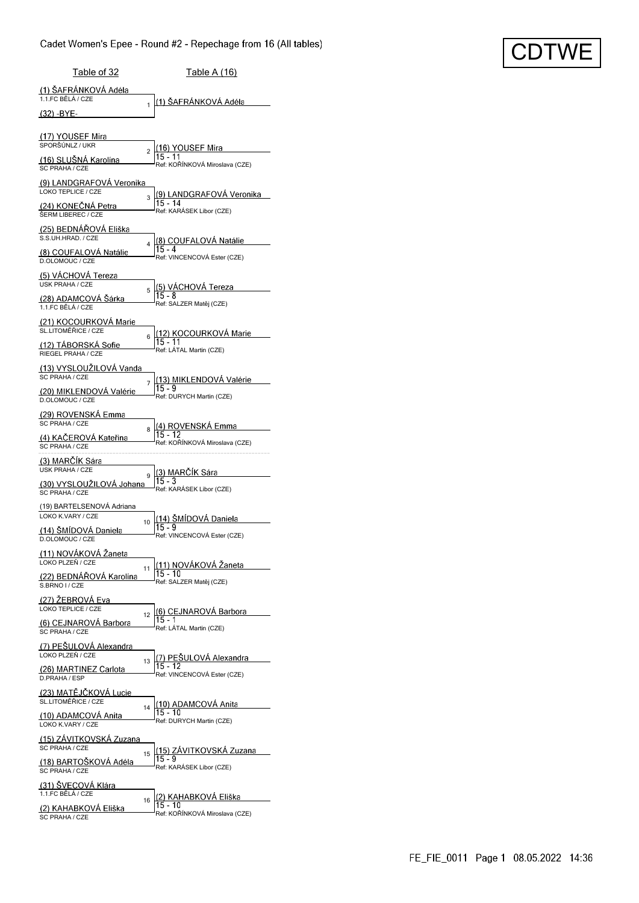# Cadet Women's Epee - Round #2 - Repechage from 16 (All tables)

CDTWE

| Table of 32 | | Table A (16) |
|---|---|---|
| (1) ŠAFRÁNKOVÁ Adéla<br>1.1.FC BĚLÁ / CZE<br>(32) -BYE- | 1 | (1) ŠAFRÁNKOVÁ Adéla |
| (17) YOUSEF Mira<br>SPORŠÜNLZ / UKR<br>(16) SLUŠNÁ Karolína<br>SC PRAHA / CZE | 2 | (16) YOUSEF Mira<br>15 - 11<br>Ref: KOŘÍNKOVÁ Miroslava (CZE) |
| (9) LANDGRAFOVÁ Veronika<br>LOKO TEPLICE / CZE<br>(24) KONEČNÁ Petra<br>ŠERM LIBEREC / CZE | 3 | (9) LANDGRAFOVÁ Veronika<br>15 - 14<br>Ref: KARÁSEK Libor (CZE) |
| (25) BEDNÁŘOVÁ Eliška<br>S.S.UH.HRAD. / CZE<br>(8) COUFALOVÁ Natálie<br>D.OLOMOUC / CZE | 4 | (8) COUFALOVÁ Natálie<br>15 - 4<br>Ref: VINCENCOVÁ Ester (CZE) |
| (5) VÁCHOVÁ Tereza<br>USK PRAHA / CZE<br>(28) ADAMCOVÁ Šárka<br>1.1.FC BĚLÁ / CZE | 5 | (5) VÁCHOVÁ Tereza<br>15 - 8<br>Ref: SALZER Matěj (CZE) |
| (21) KOCOURKOVÁ Marie<br>SL.LITOMĚŘICE / CZE<br>(12) TÁBORSKÁ Sofie<br>RIEGEL PRAHA / CZE | 6 | (12) KOCOURKOVÁ Marie<br>15 - 11<br>Ref: LÁTAL Martin (CZE) |
| (13) VYSLOUŽILOVÁ Vanda<br>SC PRAHA / CZE<br>(20) MIKLENDOVÁ Valérie<br>D.OLOMOUC / CZE | 7 | (13) MIKLENDOVÁ Valérie<br>15 - 9<br>Ref: DURYCH Martin (CZE) |
| (29) ROVENSKÁ Emma<br>SC PRAHA / CZE<br>(4) KAČEROVÁ Kateřina<br>SC PRAHA / CZE | 8 | (4) ROVENSKÁ Emma<br>15 - 12<br>Ref: KOŘÍNKOVÁ Miroslava (CZE) |
| (3) MARČÍK Sára<br>USK PRAHA / CZE<br>(30) VYSLOUŽILOVÁ Johana<br>SC PRAHA / CZE | 9 | (3) MARČÍK Sára<br>15 - 3<br>Ref: KARÁSEK Libor (CZE) |
| (19) BARTELSENOVÁ Adriana<br>LOKO K.VARY / CZE<br>(14) ŠMÍDOVÁ Daniela<br>D.OLOMOUC / CZE | 10 | (14) ŠMÍDOVÁ Daniela<br>15 - 9<br>Ref: VINCENCOVÁ Ester (CZE) |
| (11) NOVÁKOVÁ Žaneta<br>LOKO PLZEŇ / CZE<br>(22) BEDNÁŘOVÁ Karolína<br>S.BRNO I / CZE | 11 | (11) NOVÁKOVÁ Žaneta<br>15 - 10<br>Ref: SALZER Matěj (CZE) |
| (27) ŽEBROVÁ Eva<br>LOKO TEPLICE / CZE<br>(6) CEJNAROVÁ Barbora<br>SC PRAHA / CZE | 12 | (6) CEJNAROVÁ Barbora<br>15 - 1<br>Ref: LÁTAL Martin (CZE) |
| (7) PEŠULOVÁ Alexandra<br>LOKO PLZEŇ / CZE<br>(26) MARTINEZ Carlota<br>D.PRAHA / ESP | 13 | (7) PEŠULOVÁ Alexandra<br>15 - 12<br>Ref: VINCENCOVÁ Ester (CZE) |
| (23) MATĚJČKOVÁ Lucie<br>SL.LITOMĚŘICE / CZE<br>(10) ADAMCOVÁ Anita<br>LOKO K.VARY / CZE | 14 | (10) ADAMCOVÁ Anita<br>15 - 10<br>Ref: DURYCH Martin (CZE) |
| (15) ZÁVITKOVSKÁ Zuzana<br>SC PRAHA / CZE<br>(18) BARTOŠKOVÁ Adéla<br>SC PRAHA / CZE | 15 | (15) ZÁVITKOVSKÁ Zuzana<br>15 - 9<br>Ref: KARÁSEK Libor (CZE) |
| (31) ŠVECOVÁ Klára<br>1.1.FC BĚLÁ / CZE<br>(2) KAHABKOVÁ Eliška<br>SC PRAHA / CZE | 16 | (2) KAHABKOVÁ Eliška<br>15 - 10<br>Ref: KOŘÍNKOVÁ Miroslava (CZE) |

FE_FIE_0011 Page 1 08.05.2022 14:36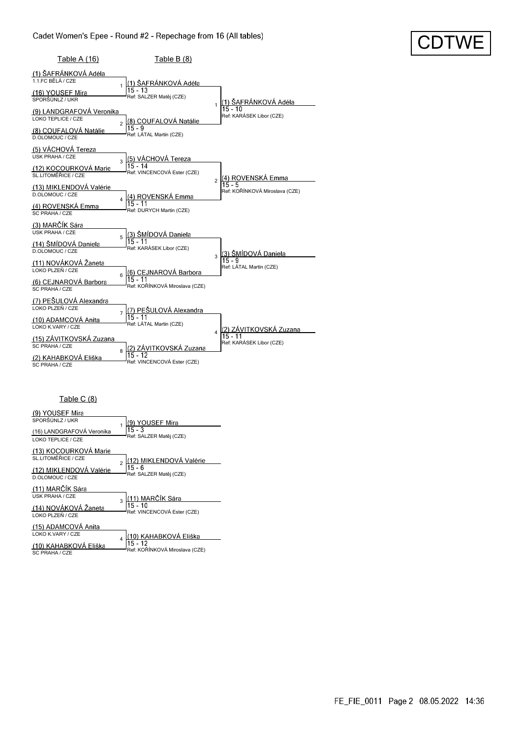# Cadet Women's Epee - Round #2 - Repechage from 16 (All tables)

CDTWE

## Table A (16)

| # | Fencer 1 | Fencer 2 | Winner | Score | Referee |
|---|---|---|---|---|---|
| 1 | (1) ŠAFRÁNKOVÁ Adéla, 1.1.FC BĚLÁ / CZE | (16) YOUSEF Mira, SPORŠÚNLZ / UKR | (1) ŠAFRÁNKOVÁ Adéla | 15 - 13 | Ref: SALZER Matěj (CZE) |
| 2 | (9) LANDGRAFOVÁ Veronika, LOKO TEPLICE / CZE | (8) COUFALOVÁ Natálie, D.OLOMOUC / CZE | (8) COUFALOVÁ Natálie | 15 - 9 | Ref: LÁTAL Martin (CZE) |
| 3 | (5) VÁCHOVÁ Tereza, USK PRAHA / CZE | (12) KOCOURKOVÁ Marie, SL.LITOMĚŘICE / CZE | (5) VÁCHOVÁ Tereza | 15 - 14 | Ref: VINCENCOVÁ Ester (CZE) |
| 4 | (13) MIKLENDOVÁ Valérie, D.OLOMOUC / CZE | (4) ROVENSKÁ Emma, SC PRAHA / CZE | (4) ROVENSKÁ Emma | 15 - 11 | Ref: DURYCH Martin (CZE) |
| 5 | (3) MARČÍK Sára, USK PRAHA / CZE | (14) ŠMÍDOVÁ Daniela, D.OLOMOUC / CZE | (3) ŠMÍDOVÁ Daniela | 15 - 11 | Ref: KARÁSEK Libor (CZE) |
| 6 | (11) NOVÁKOVÁ Žaneta, LOKO PLZEŇ / CZE | (6) CEJNAROVÁ Barbora, SC PRAHA / CZE | (6) CEJNAROVÁ Barbora | 15 - 11 | Ref: KOŘÍNKOVÁ Miroslava (CZE) |
| 7 | (7) PEŠULOVÁ Alexandra, LOKO PLZEŇ / CZE | (10) ADAMCOVÁ Anita, LOKO K.VARY / CZE | (7) PEŠULOVÁ Alexandra | 15 - 11 | Ref: LÁTAL Martin (CZE) |
| 8 | (15) ZÁVITKOVSKÁ Zuzana, SC PRAHA / CZE | (2) KAHABKOVÁ Eliška, SC PRAHA / CZE | (2) ZÁVITKOVSKÁ Zuzana | 15 - 12 | Ref: VINCENCOVÁ Ester (CZE) |

## Table B (8)

| # | Winner | Score | Referee |
|---|---|---|---|
| 1 | (1) ŠAFRÁNKOVÁ Adéla | 15 - 10 | Ref: KARÁSEK Libor (CZE) |
| 2 | (4) ROVENSKÁ Emma | 15 - 5 | Ref: KOŘÍNKOVÁ Miroslava (CZE) |
| 3 | (3) ŠMÍDOVÁ Daniela | 15 - 9 | Ref: LÁTAL Martin (CZE) |
| 4 | (2) ZÁVITKOVSKÁ Zuzana | 15 - 11 | Ref: KARÁSEK Libor (CZE) |

## Table C (8)

| # | Fencer 1 | Fencer 2 | Winner | Score | Referee |
|---|---|---|---|---|---|
| 1 | (9) YOUSEF Mira, SPORŠÚNLZ / UKR | (16) LANDGRAFOVÁ Veronika, LOKO TEPLICE / CZE | (9) YOUSEF Mira | 15 - 3 | Ref: SALZER Matěj (CZE) |
| 2 | (13) KOCOURKOVÁ Marie, SL.LITOMĚŘICE / CZE | (12) MIKLENDOVÁ Valérie, D.OLOMOUC / CZE | (12) MIKLENDOVÁ Valérie | 15 - 6 | Ref: SALZER Matěj (CZE) |
| 3 | (11) MARČÍK Sára, USK PRAHA / CZE | (14) NOVÁKOVÁ Žaneta, LOKO PLZEŇ / CZE | (11) MARČÍK Sára | 15 - 10 | Ref: VINCENCOVÁ Ester (CZE) |
| 4 | (15) ADAMCOVÁ Anita, LOKO K.VARY / CZE | (10) KAHABKOVÁ Eliška, SC PRAHA / CZE | (10) KAHABKOVÁ Eliška | 15 - 12 | Ref: KOŘÍNKOVÁ Miroslava (CZE) |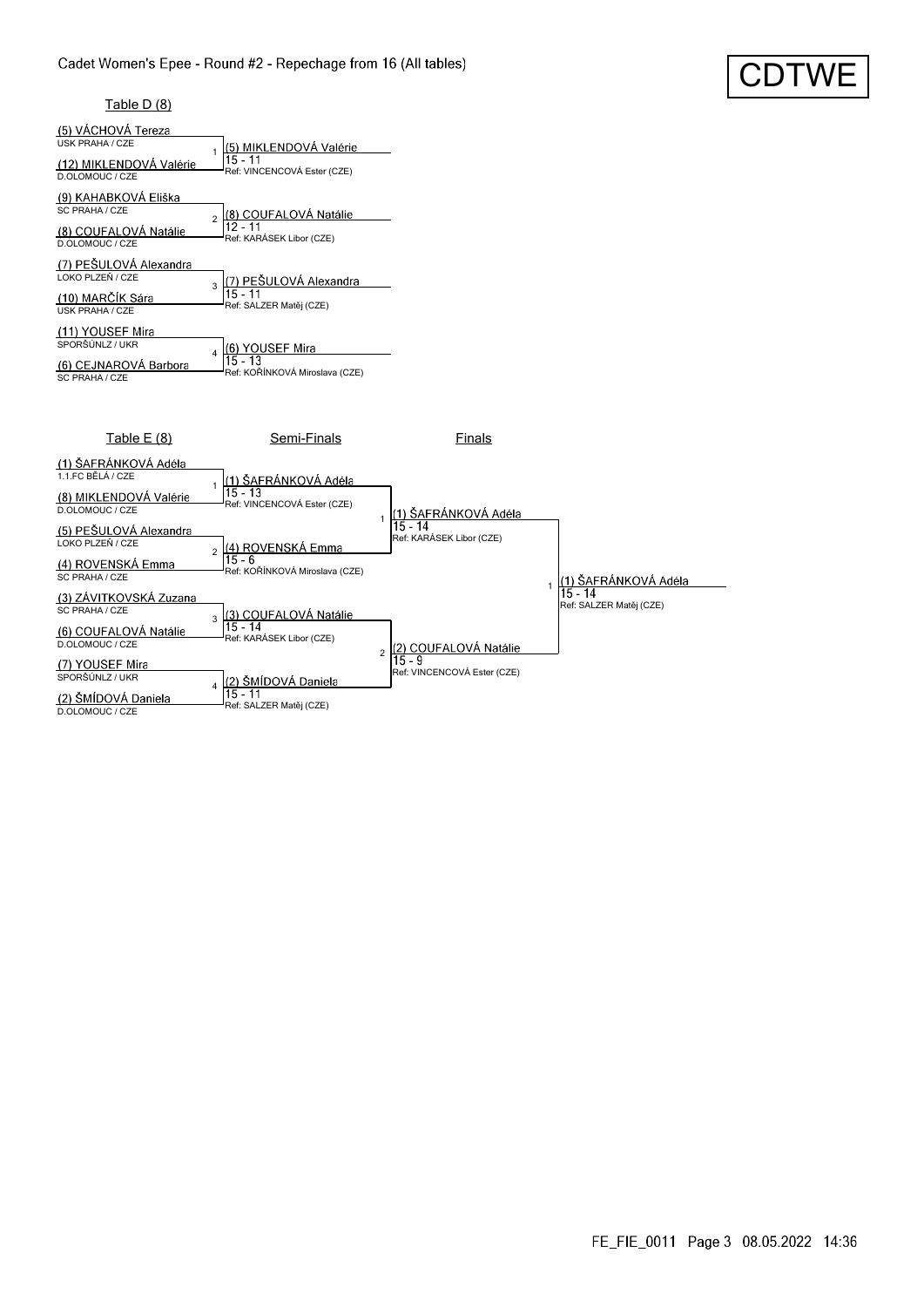# Cadet Women's Epee - Round #2 - Repechage from 16 (All tables)

CDTWE

## Table D (8)

| Bout | Fencers | Club / Nation | Winner | Score | Referee |
|---|---|---|---|---|---|
| 1 | (5) VÁCHOVÁ Tereza | USK PRAHA / CZE | (5) MIKLENDOVÁ Valérie | 15 - 11 | Ref: VINCENCOVÁ Ester (CZE) |
| | (12) MIKLENDOVÁ Valérie | D.OLOMOUC / CZE | | | |
| 2 | (9) KAHABKOVÁ Eliška | SC PRAHA / CZE | (8) COUFALOVÁ Natálie | 12 - 11 | Ref: KARÁSEK Libor (CZE) |
| | (8) COUFALOVÁ Natálie | D.OLOMOUC / CZE | | | |
| 3 | (7) PEŠULOVÁ Alexandra | LOKO PLZEŇ / CZE | (7) PEŠULOVÁ Alexandra | 15 - 11 | Ref: SALZER Matěj (CZE) |
| | (10) MARČÍK Sára | USK PRAHA / CZE | | | |
| 4 | (11) YOUSEF Mira | SPORŠÚNLZ / UKR | (6) YOUSEF Mira | 15 - 13 | Ref: KOŘÍNKOVÁ Miroslava (CZE) |
| | (6) CEJNAROVÁ Barbora | SC PRAHA / CZE | | | |

## Table E (8)

| Bout | Fencers | Club / Nation | Winner | Score | Referee |
|---|---|---|---|---|---|
| 1 | (1) ŠAFRÁNKOVÁ Adéla | 1.1.FC BĚLÁ / CZE | (1) ŠAFRÁNKOVÁ Adéla | 15 - 13 | Ref: VINCENCOVÁ Ester (CZE) |
| | (8) MIKLENDOVÁ Valérie | D.OLOMOUC / CZE | | | |
| 2 | (5) PEŠULOVÁ Alexandra | LOKO PLZEŇ / CZE | (4) ROVENSKÁ Emma | 15 - 6 | Ref: KOŘÍNKOVÁ Miroslava (CZE) |
| | (4) ROVENSKÁ Emma | SC PRAHA / CZE | | | |
| 3 | (3) ZÁVITKOVSKÁ Zuzana | SC PRAHA / CZE | (3) COUFALOVÁ Natálie | 15 - 14 | Ref: KARÁSEK Libor (CZE) |
| | (6) COUFALOVÁ Natálie | D.OLOMOUC / CZE | | | |
| 4 | (7) YOUSEF Mira | SPORŠÚNLZ / UKR | (2) ŠMÍDOVÁ Daniela | 15 - 11 | Ref: SALZER Matěj (CZE) |
| | (2) ŠMÍDOVÁ Daniela | D.OLOMOUC / CZE | | | |

## Semi-Finals

| Bout | Fencers | Winner | Score | Referee |
|---|---|---|---|---|
| 1 | (1) ŠAFRÁNKOVÁ Adéla vs (4) ROVENSKÁ Emma | (1) ŠAFRÁNKOVÁ Adéla | 15 - 14 | Ref: KARÁSEK Libor (CZE) |
| 2 | (3) COUFALOVÁ Natálie vs (2) ŠMÍDOVÁ Daniela | (2) COUFALOVÁ Natálie | 15 - 9 | Ref: VINCENCOVÁ Ester (CZE) |

## Finals

| Bout | Fencers | Winner | Score | Referee |
|---|---|---|---|---|
| 1 | (1) ŠAFRÁNKOVÁ Adéla vs (2) COUFALOVÁ Natálie | (1) ŠAFRÁNKOVÁ Adéla | 15 - 14 | Ref: SALZER Matěj (CZE) |

FE_FIE_0011 Page 3 08.05.2022 14:36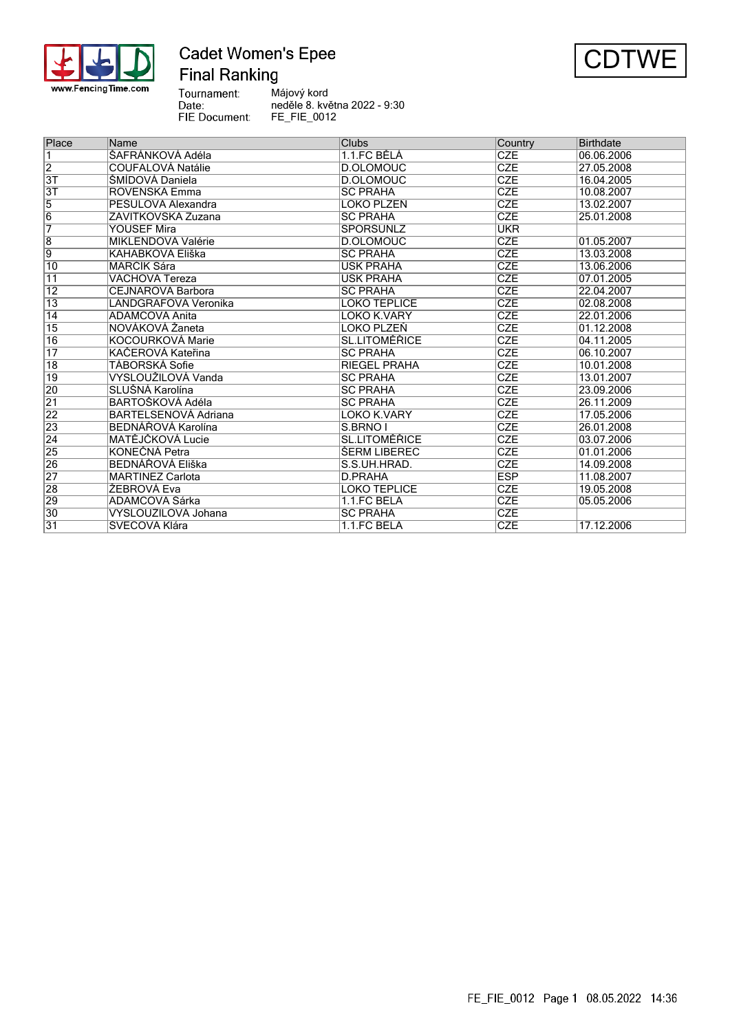# Cadet Women's Epee

## Final Ranking

CDTWE

Tournament: Májový kord
Date: neděle 8. května 2022 - 9:30
FIE Document: FE_FIE_0012

| Place | Name | Clubs | Country | Birthdate |
|---|---|---|---|---|
| 1 | ŠAFRÁNKOVÁ Adéla | 1.1.FC BĚLÁ | CZE | 06.06.2006 |
| 2 | COUFALOVÁ Natálie | D.OLOMOUC | CZE | 27.05.2008 |
| 3T | ŠMÍDOVÁ Daniela | D.OLOMOUC | CZE | 16.04.2005 |
| 3T | ROVENSKÁ Emma | SC PRAHA | CZE | 10.08.2007 |
| 5 | PEŠULOVÁ Alexandra | LOKO PLZEŇ | CZE | 13.02.2007 |
| 6 | ZÁVITKOVSKÁ Zuzana | SC PRAHA | CZE | 25.01.2008 |
| 7 | YOUSEF Mira | SPORSUNLZ | UKR | |
| 8 | MIKLENDOVÁ Valérie | D.OLOMOUC | CZE | 01.05.2007 |
| 9 | KAHÁBKOVÁ Eliška | SC PRAHA | CZE | 13.03.2008 |
| 10 | MARČÍK Sára | USK PRAHA | CZE | 13.06.2006 |
| 11 | VÁCHOVÁ Tereza | USK PRAHA | CZE | 07.01.2005 |
| 12 | CEJNAROVÁ Barbora | SC PRAHA | CZE | 22.04.2007 |
| 13 | LANDGRAFOVÁ Veronika | LOKO TEPLICE | CZE | 02.08.2008 |
| 14 | ADAMCOVÁ Anita | LOKO K.VARY | CZE | 22.01.2006 |
| 15 | NOVÁKOVÁ Žaneta | LOKO PLZEŇ | CZE | 01.12.2008 |
| 16 | KOCOURKOVÁ Marie | SL.LITOMĚŘICE | CZE | 04.11.2005 |
| 17 | KAČEROVÁ Kateřina | SC PRAHA | CZE | 06.10.2007 |
| 18 | TÁBORSKÁ Sofie | RIEGEL PRAHA | CZE | 10.01.2008 |
| 19 | VYSLOUŽILOVÁ Vanda | SC PRAHA | CZE | 13.01.2007 |
| 20 | SLUŠNÁ Karolína | SC PRAHA | CZE | 23.09.2006 |
| 21 | BARTOŠKOVÁ Adéla | SC PRAHA | CZE | 26.11.2009 |
| 22 | BARTELSENOVÁ Adriana | LOKO K.VARY | CZE | 17.05.2006 |
| 23 | BEDNÁŘOVÁ Karolína | S.BRNO I | CZE | 26.01.2008 |
| 24 | MATĚJČKOVÁ Lucie | SL.LITOMĚŘICE | CZE | 03.07.2006 |
| 25 | KONEČNÁ Petra | ŠERM LIBEREC | CZE | 01.01.2006 |
| 26 | BEDNÁŘOVÁ Eliška | S.S.UH.HRAD. | CZE | 14.09.2008 |
| 27 | MARTINEZ Carlota | D.PRAHA | ESP | 11.08.2007 |
| 28 | ŽEBROVÁ Eva | LOKO TEPLICE | CZE | 19.05.2008 |
| 29 | ADAMCOVÁ Šárka | 1.1.FC BĚLÁ | CZE | 05.05.2006 |
| 30 | VYSLOUŽILOVÁ Johana | SC PRAHA | CZE | |
| 31 | ŠVECOVÁ Klára | 1.1.FC BĚLÁ | CZE | 17.12.2006 |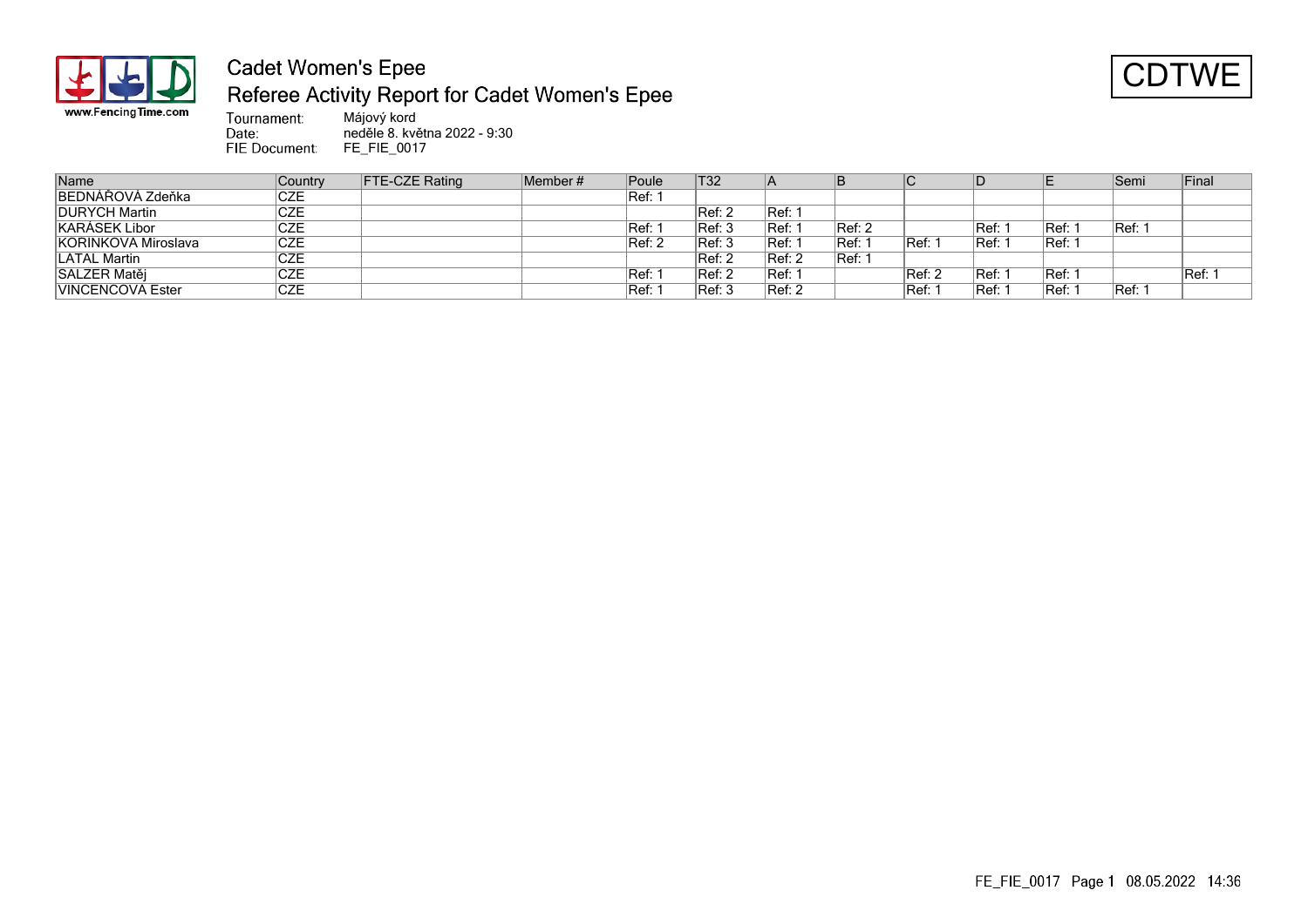# Cadet Women's Epee

## Referee Activity Report for Cadet Women's Epee

CDTWE

Tournament: Májový kord
Date: neděle 8. května 2022 - 9:30
FIE Document: FE_FIE_0017

| Name | Country | FTE-CZE Rating | Member # | Poule | T32 | A | B | C | D | E | Semi | Final |
|---|---|---|---|---|---|---|---|---|---|---|---|---|
| BEDNÁŘOVÁ Zdeňka | CZE | | | Ref: 1 | | | | | | | | |
| DURYCH Martin | CZE | | | | Ref: 2 | Ref: 1 | | | | | | |
| KARÁSEK Libor | CZE | | | Ref: 1 | Ref: 3 | Ref: 1 | Ref: 2 | | Ref: 1 | Ref: 1 | Ref: 1 | |
| KORINKOVA Miroslava | CZE | | | Ref: 2 | Ref: 3 | Ref: 1 | Ref: 1 | Ref: 1 | Ref: 1 | Ref: 1 | | |
| LATAL Martin | CZE | | | | Ref: 2 | Ref: 2 | Ref: 1 | | | | | |
| SALZER Matěj | CZE | | | Ref: 1 | Ref: 2 | Ref: 1 | | Ref: 2 | Ref: 1 | Ref: 1 | | Ref: 1 |
| VINCENCOVÁ Ester | CZE | | | Ref: 1 | Ref: 3 | Ref: 2 | | Ref: 1 | Ref: 1 | Ref: 1 | Ref: 1 | |

FE_FIE_0017 Page 1 08.05.2022 14:36